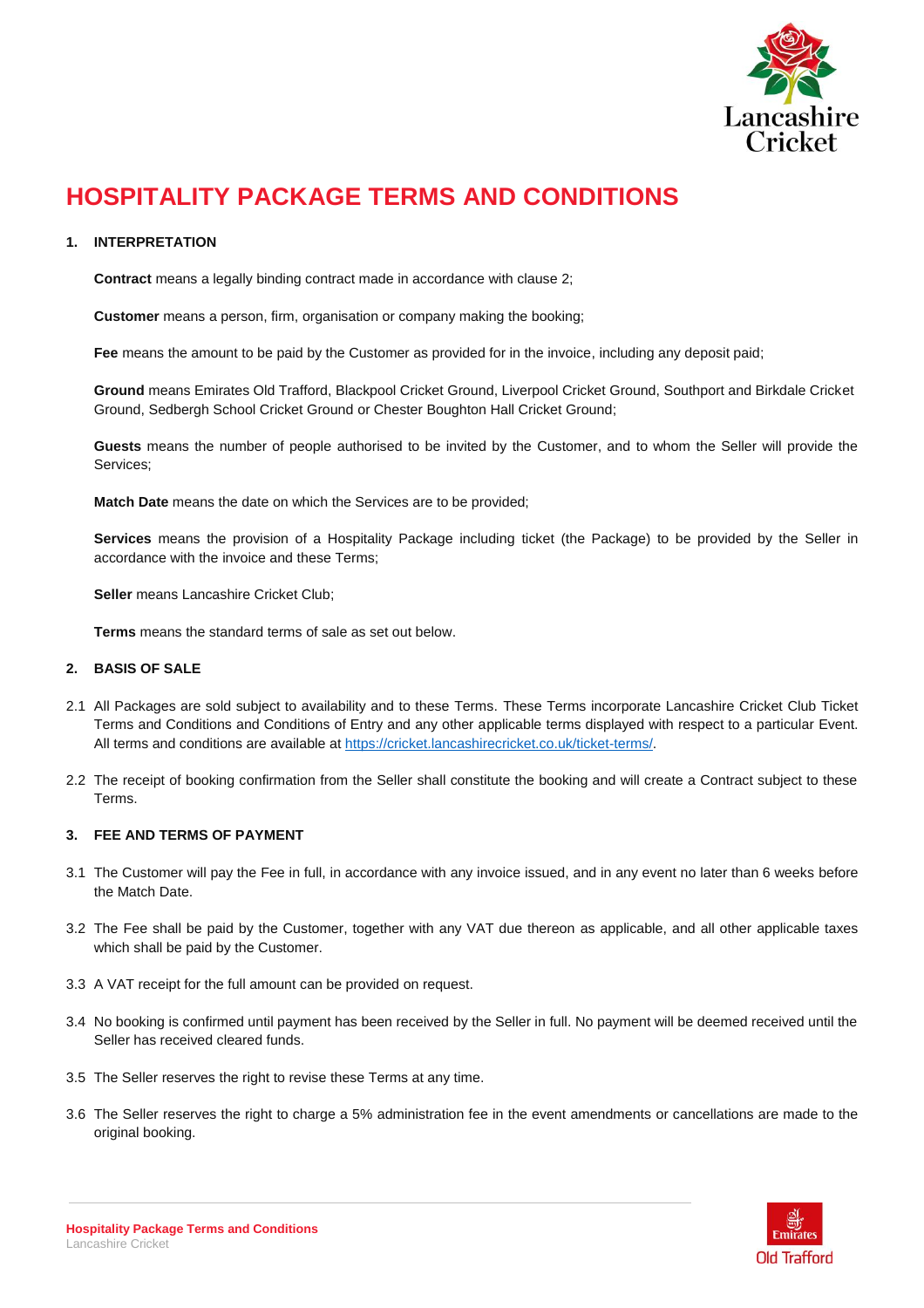# HOSPITALITY PACKAGE TERMS AND CONDITIONS

## 1. INTERPRETATION

**Contract** means a legally binding contract made in accordance with clause 2;

**Customer** means a person, firm, organisation or company making the booking;

**Fee** means the amount to be paid by the Customer as provided for in the invoice, including any deposit paid;

**Ground** means Emirates Old Trafford, Blackpool Cricket Ground, Liverpool Cricket Ground, Southport and Birkdale Cricket Ground, Sedbergh School Cricket Ground or Chester Boughton Hall Cricket Ground;

**Guests** means the number of people authorised to be invited by the Customer, and to whom the Seller will provide the Services;

**Match Date** means the date on which the Services are to be provided;

**Services** means the provision of a Hospitality Package including ticket (the Package) to be provided by the Seller in accordance with the invoice and these Terms;

**Seller** means Lancashire Cricket Club;

**Terms** means the standard terms of sale as set out below.

## 2. BASIS OF SALE

2.1 All Packages are sold subject to availability and to these Terms. These Terms incorporate Lancashire Cricket Club Ticket Terms and Conditions and Conditions of Entry and any other applicable terms displayed with respect to a particular Event. All terms and conditions are available at https://cricket.lancashirecricket.co.uk/ticket-terms/.

2.2 The receipt of booking confirmation from the Seller shall constitute the booking and will create a Contract subject to these Terms.

## 3. FEE AND TERMS OF PAYMENT

3.1 The Customer will pay the Fee in full, in accordance with any invoice issued, and in any event no later than 6 weeks before the Match Date.

3.2 The Fee shall be paid by the Customer, together with any VAT due thereon as applicable, and all other applicable taxes which shall be paid by the Customer.

3.3 A VAT receipt for the full amount can be provided on request.

3.4 No booking is confirmed until payment has been received by the Seller in full. No payment will be deemed received until the Seller has received cleared funds.

3.5 The Seller reserves the right to revise these Terms at any time.

3.6 The Seller reserves the right to charge a 5% administration fee in the event amendments or cancellations are made to the original booking.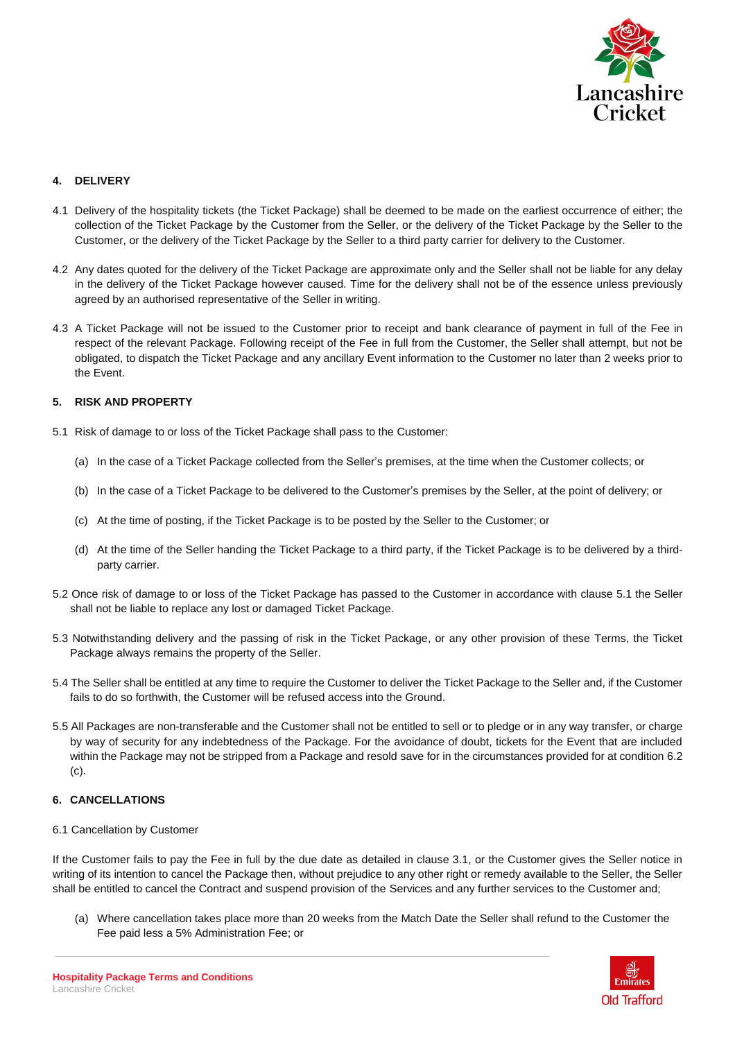## 4. DELIVERY

4.1 Delivery of the hospitality tickets (the Ticket Package) shall be deemed to be made on the earliest occurrence of either; the collection of the Ticket Package by the Customer from the Seller, or the delivery of the Ticket Package by the Seller to the Customer, or the delivery of the Ticket Package by the Seller to a third party carrier for delivery to the Customer.

4.2 Any dates quoted for the delivery of the Ticket Package are approximate only and the Seller shall not be liable for any delay in the delivery of the Ticket Package however caused. Time for the delivery shall not be of the essence unless previously agreed by an authorised representative of the Seller in writing.

4.3 A Ticket Package will not be issued to the Customer prior to receipt and bank clearance of payment in full of the Fee in respect of the relevant Package. Following receipt of the Fee in full from the Customer, the Seller shall attempt, but not be obligated, to dispatch the Ticket Package and any ancillary Event information to the Customer no later than 2 weeks prior to the Event.

## 5. RISK AND PROPERTY

5.1 Risk of damage to or loss of the Ticket Package shall pass to the Customer:

(a) In the case of a Ticket Package collected from the Seller's premises, at the time when the Customer collects; or

(b) In the case of a Ticket Package to be delivered to the Customer's premises by the Seller, at the point of delivery; or

(c) At the time of posting, if the Ticket Package is to be posted by the Seller to the Customer; or

(d) At the time of the Seller handing the Ticket Package to a third party, if the Ticket Package is to be delivered by a third-party carrier.

5.2 Once risk of damage to or loss of the Ticket Package has passed to the Customer in accordance with clause 5.1 the Seller shall not be liable to replace any lost or damaged Ticket Package.

5.3 Notwithstanding delivery and the passing of risk in the Ticket Package, or any other provision of these Terms, the Ticket Package always remains the property of the Seller.

5.4 The Seller shall be entitled at any time to require the Customer to deliver the Ticket Package to the Seller and, if the Customer fails to do so forthwith, the Customer will be refused access into the Ground.

5.5 All Packages are non-transferable and the Customer shall not be entitled to sell or to pledge or in any way transfer, or charge by way of security for any indebtedness of the Package. For the avoidance of doubt, tickets for the Event that are included within the Package may not be stripped from a Package and resold save for in the circumstances provided for at condition 6.2 (c).

## 6. CANCELLATIONS

6.1 Cancellation by Customer

If the Customer fails to pay the Fee in full by the due date as detailed in clause 3.1, or the Customer gives the Seller notice in writing of its intention to cancel the Package then, without prejudice to any other right or remedy available to the Seller, the Seller shall be entitled to cancel the Contract and suspend provision of the Services and any further services to the Customer and;

(a) Where cancellation takes place more than 20 weeks from the Match Date the Seller shall refund to the Customer the Fee paid less a 5% Administration Fee; or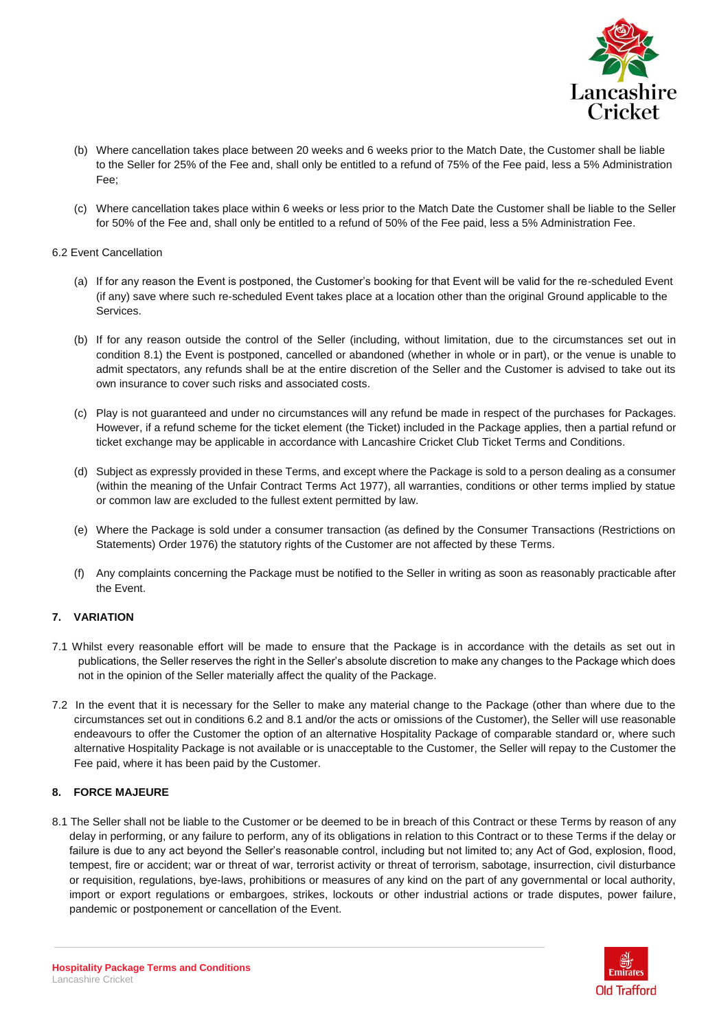(b) Where cancellation takes place between 20 weeks and 6 weeks prior to the Match Date, the Customer shall be liable to the Seller for 25% of the Fee and, shall only be entitled to a refund of 75% of the Fee paid, less a 5% Administration Fee;

(c) Where cancellation takes place within 6 weeks or less prior to the Match Date the Customer shall be liable to the Seller for 50% of the Fee and, shall only be entitled to a refund of 50% of the Fee paid, less a 5% Administration Fee.

6.2 Event Cancellation

(a) If for any reason the Event is postponed, the Customer's booking for that Event will be valid for the re-scheduled Event (if any) save where such re-scheduled Event takes place at a location other than the original Ground applicable to the Services.

(b) If for any reason outside the control of the Seller (including, without limitation, due to the circumstances set out in condition 8.1) the Event is postponed, cancelled or abandoned (whether in whole or in part), or the venue is unable to admit spectators, any refunds shall be at the entire discretion of the Seller and the Customer is advised to take out its own insurance to cover such risks and associated costs.

(c) Play is not guaranteed and under no circumstances will any refund be made in respect of the purchases for Packages. However, if a refund scheme for the ticket element (the Ticket) included in the Package applies, then a partial refund or ticket exchange may be applicable in accordance with Lancashire Cricket Club Ticket Terms and Conditions.

(d) Subject as expressly provided in these Terms, and except where the Package is sold to a person dealing as a consumer (within the meaning of the Unfair Contract Terms Act 1977), all warranties, conditions or other terms implied by statue or common law are excluded to the fullest extent permitted by law.

(e) Where the Package is sold under a consumer transaction (as defined by the Consumer Transactions (Restrictions on Statements) Order 1976) the statutory rights of the Customer are not affected by these Terms.

(f) Any complaints concerning the Package must be notified to the Seller in writing as soon as reasonably practicable after the Event.

**7. VARIATION**

7.1 Whilst every reasonable effort will be made to ensure that the Package is in accordance with the details as set out in publications, the Seller reserves the right in the Seller's absolute discretion to make any changes to the Package which does not in the opinion of the Seller materially affect the quality of the Package.

7.2 In the event that it is necessary for the Seller to make any material change to the Package (other than where due to the circumstances set out in conditions 6.2 and 8.1 and/or the acts or omissions of the Customer), the Seller will use reasonable endeavours to offer the Customer the option of an alternative Hospitality Package of comparable standard or, where such alternative Hospitality Package is not available or is unacceptable to the Customer, the Seller will repay to the Customer the Fee paid, where it has been paid by the Customer.

**8. FORCE MAJEURE**

8.1 The Seller shall not be liable to the Customer or be deemed to be in breach of this Contract or these Terms by reason of any delay in performing, or any failure to perform, any of its obligations in relation to this Contract or to these Terms if the delay or failure is due to any act beyond the Seller's reasonable control, including but not limited to; any Act of God, explosion, flood, tempest, fire or accident; war or threat of war, terrorist activity or threat of terrorism, sabotage, insurrection, civil disturbance or requisition, regulations, bye-laws, prohibitions or measures of any kind on the part of any governmental or local authority, import or export regulations or embargoes, strikes, lockouts or other industrial actions or trade disputes, power failure, pandemic or postponement or cancellation of the Event.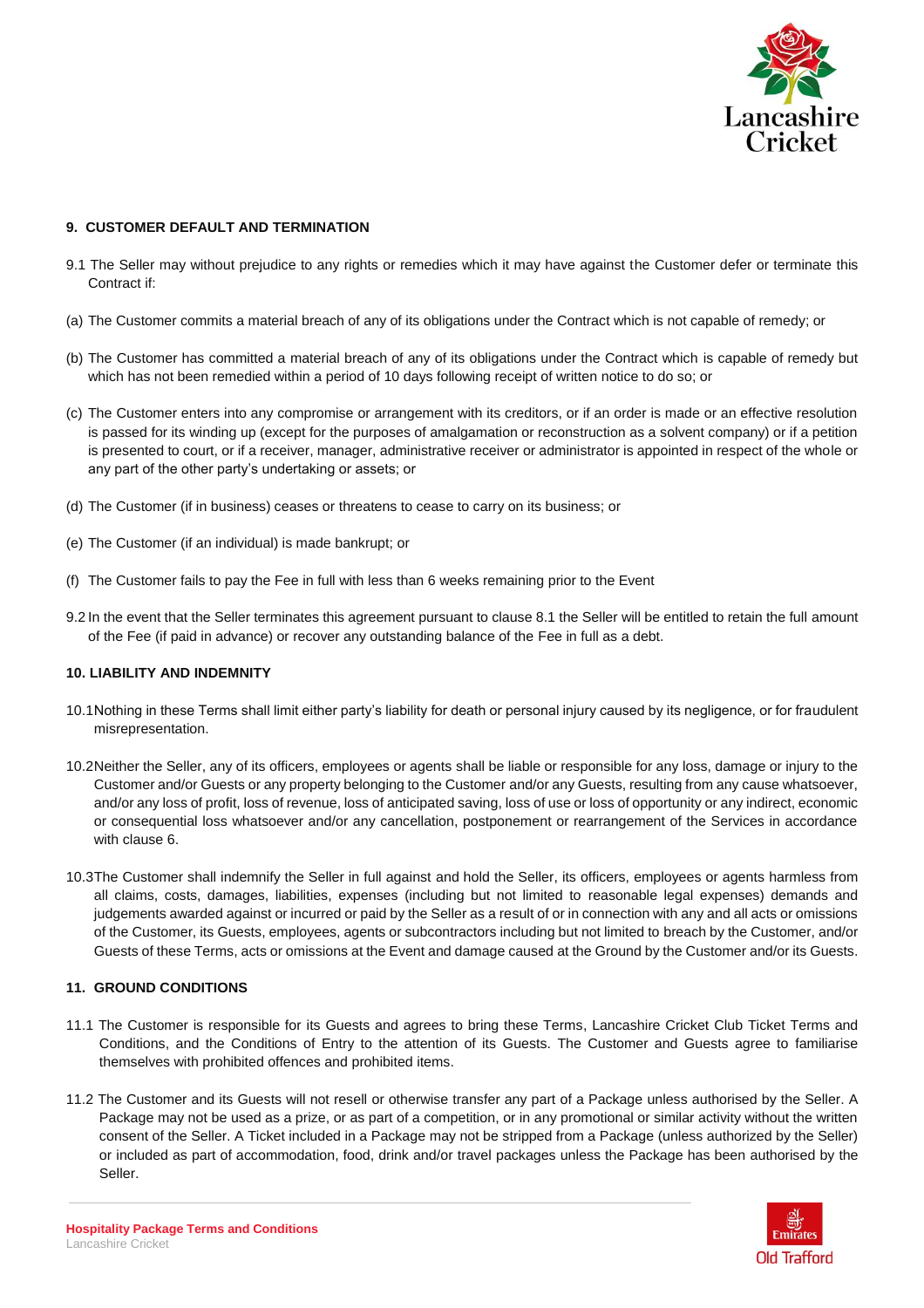### 9. CUSTOMER DEFAULT AND TERMINATION

9.1 The Seller may without prejudice to any rights or remedies which it may have against the Customer defer or terminate this Contract if:

(a) The Customer commits a material breach of any of its obligations under the Contract which is not capable of remedy; or

(b) The Customer has committed a material breach of any of its obligations under the Contract which is capable of remedy but which has not been remedied within a period of 10 days following receipt of written notice to do so; or

(c) The Customer enters into any compromise or arrangement with its creditors, or if an order is made or an effective resolution is passed for its winding up (except for the purposes of amalgamation or reconstruction as a solvent company) or if a petition is presented to court, or if a receiver, manager, administrative receiver or administrator is appointed in respect of the whole or any part of the other party's undertaking or assets; or

(d) The Customer (if in business) ceases or threatens to cease to carry on its business; or

(e) The Customer (if an individual) is made bankrupt; or

(f) The Customer fails to pay the Fee in full with less than 6 weeks remaining prior to the Event

9.2 In the event that the Seller terminates this agreement pursuant to clause 8.1 the Seller will be entitled to retain the full amount of the Fee (if paid in advance) or recover any outstanding balance of the Fee in full as a debt.

### 10. LIABILITY AND INDEMNITY

10.1 Nothing in these Terms shall limit either party's liability for death or personal injury caused by its negligence, or for fraudulent misrepresentation.

10.2 Neither the Seller, any of its officers, employees or agents shall be liable or responsible for any loss, damage or injury to the Customer and/or Guests or any property belonging to the Customer and/or any Guests, resulting from any cause whatsoever, and/or any loss of profit, loss of revenue, loss of anticipated saving, loss of use or loss of opportunity or any indirect, economic or consequential loss whatsoever and/or any cancellation, postponement or rearrangement of the Services in accordance with clause 6.

10.3 The Customer shall indemnify the Seller in full against and hold the Seller, its officers, employees or agents harmless from all claims, costs, damages, liabilities, expenses (including but not limited to reasonable legal expenses) demands and judgements awarded against or incurred or paid by the Seller as a result of or in connection with any and all acts or omissions of the Customer, its Guests, employees, agents or subcontractors including but not limited to breach by the Customer, and/or Guests of these Terms, acts or omissions at the Event and damage caused at the Ground by the Customer and/or its Guests.

### 11. GROUND CONDITIONS

11.1 The Customer is responsible for its Guests and agrees to bring these Terms, Lancashire Cricket Club Ticket Terms and Conditions, and the Conditions of Entry to the attention of its Guests. The Customer and Guests agree to familiarise themselves with prohibited offences and prohibited items.

11.2 The Customer and its Guests will not resell or otherwise transfer any part of a Package unless authorised by the Seller. A Package may not be used as a prize, or as part of a competition, or in any promotional or similar activity without the written consent of the Seller. A Ticket included in a Package may not be stripped from a Package (unless authorized by the Seller) or included as part of accommodation, food, drink and/or travel packages unless the Package has been authorised by the Seller.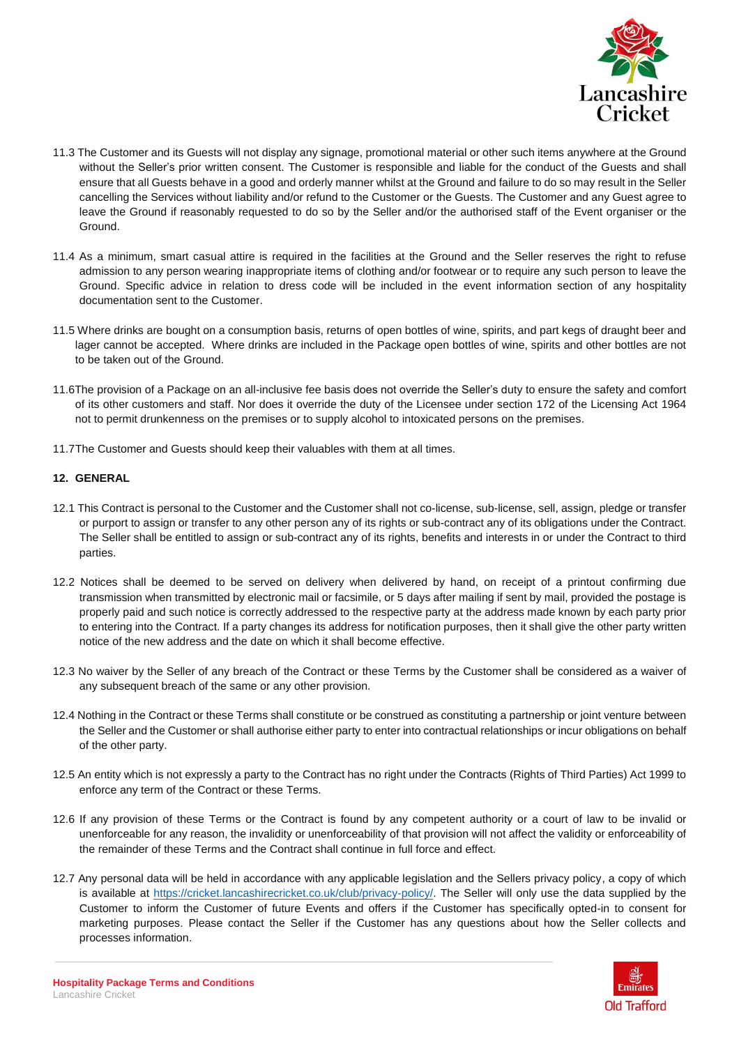11.3 The Customer and its Guests will not display any signage, promotional material or other such items anywhere at the Ground without the Seller's prior written consent. The Customer is responsible and liable for the conduct of the Guests and shall ensure that all Guests behave in a good and orderly manner whilst at the Ground and failure to do so may result in the Seller cancelling the Services without liability and/or refund to the Customer or the Guests. The Customer and any Guest agree to leave the Ground if reasonably requested to do so by the Seller and/or the authorised staff of the Event organiser or the Ground.

11.4 As a minimum, smart casual attire is required in the facilities at the Ground and the Seller reserves the right to refuse admission to any person wearing inappropriate items of clothing and/or footwear or to require any such person to leave the Ground. Specific advice in relation to dress code will be included in the event information section of any hospitality documentation sent to the Customer.

11.5 Where drinks are bought on a consumption basis, returns of open bottles of wine, spirits, and part kegs of draught beer and lager cannot be accepted. Where drinks are included in the Package open bottles of wine, spirits and other bottles are not to be taken out of the Ground.

11.6 The provision of a Package on an all-inclusive fee basis does not override the Seller's duty to ensure the safety and comfort of its other customers and staff. Nor does it override the duty of the Licensee under section 172 of the Licensing Act 1964 not to permit drunkenness on the premises or to supply alcohol to intoxicated persons on the premises.

11.7 The Customer and Guests should keep their valuables with them at all times.

## 12. GENERAL

12.1 This Contract is personal to the Customer and the Customer shall not co-license, sub-license, sell, assign, pledge or transfer or purport to assign or transfer to any other person any of its rights or sub-contract any of its obligations under the Contract. The Seller shall be entitled to assign or sub-contract any of its rights, benefits and interests in or under the Contract to third parties.

12.2 Notices shall be deemed to be served on delivery when delivered by hand, on receipt of a printout confirming due transmission when transmitted by electronic mail or facsimile, or 5 days after mailing if sent by mail, provided the postage is properly paid and such notice is correctly addressed to the respective party at the address made known by each party prior to entering into the Contract. If a party changes its address for notification purposes, then it shall give the other party written notice of the new address and the date on which it shall become effective.

12.3 No waiver by the Seller of any breach of the Contract or these Terms by the Customer shall be considered as a waiver of any subsequent breach of the same or any other provision.

12.4 Nothing in the Contract or these Terms shall constitute or be construed as constituting a partnership or joint venture between the Seller and the Customer or shall authorise either party to enter into contractual relationships or incur obligations on behalf of the other party.

12.5 An entity which is not expressly a party to the Contract has no right under the Contracts (Rights of Third Parties) Act 1999 to enforce any term of the Contract or these Terms.

12.6 If any provision of these Terms or the Contract is found by any competent authority or a court of law to be invalid or unenforceable for any reason, the invalidity or unenforceability of that provision will not affect the validity or enforceability of the remainder of these Terms and the Contract shall continue in full force and effect.

12.7 Any personal data will be held in accordance with any applicable legislation and the Sellers privacy policy, a copy of which is available at https://cricket.lancashirecricket.co.uk/club/privacy-policy/. The Seller will only use the data supplied by the Customer to inform the Customer of future Events and offers if the Customer has specifically opted-in to consent for marketing purposes. Please contact the Seller if the Customer has any questions about how the Seller collects and processes information.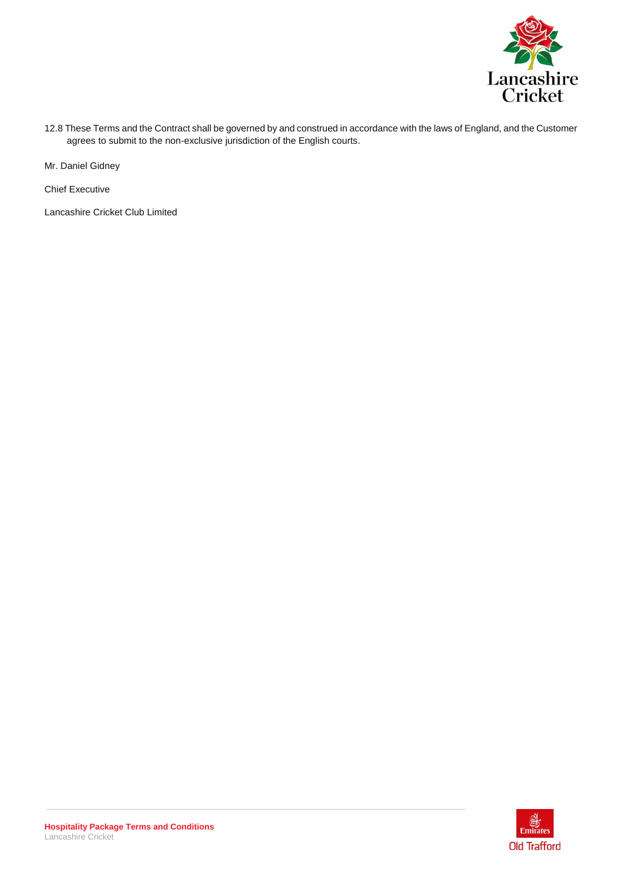12.8 These Terms and the Contract shall be governed by and construed in accordance with the laws of England, and the Customer agrees to submit to the non-exclusive jurisdiction of the English courts.

Mr. Daniel Gidney

Chief Executive

Lancashire Cricket Club Limited